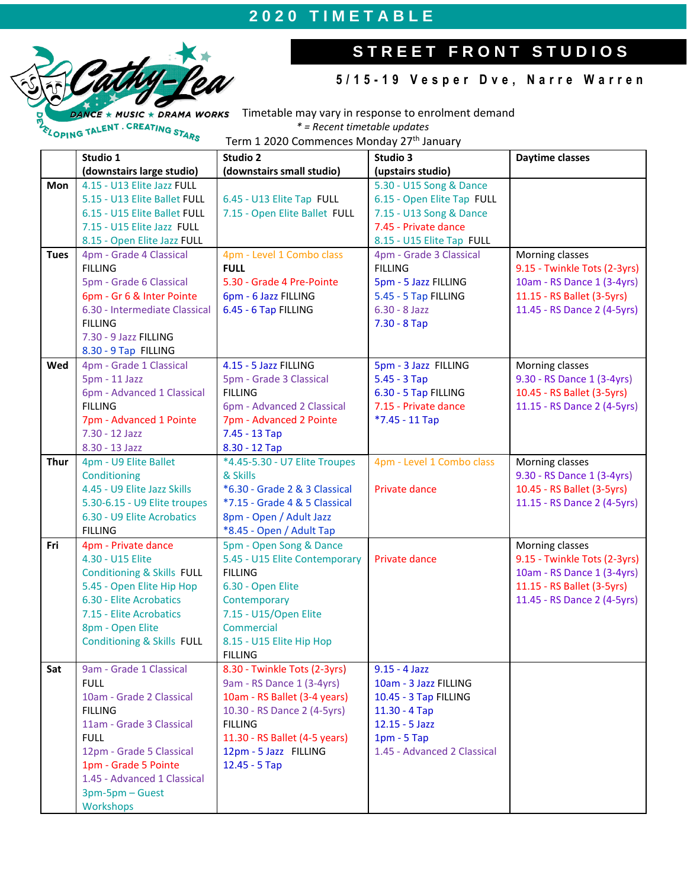# 2020 TIMETABLE

## STREET FRONT STUDIOS

**5/15-19 Vesper Dve, Narre Warren**

Cathy-Lea DANCE ★ MUSIC ★ DRAMA WORKS — DEVELOPING TALENT . CREATING STARS

Timetable may vary in response to enrolment demand

*\* = Recent timetable updates*

Term 1 2020 Commences Monday 27th January

| | **Studio 1 (downstairs large studio)** | **Studio 2 (downstairs small studio)** | **Studio 3 (upstairs studio)** | **Daytime classes** |
|---|---|---|---|---|
| **Mon** | 4.15 - U13 Elite Jazz FULL<br>5.15 - U13 Elite Ballet FULL<br>6.15 - U15 Elite Ballet FULL<br>7.15 - U15 Elite Jazz FULL<br>8.15 - Open Elite Jazz FULL | 6.45 - U13 Elite Tap FULL<br>7.15 - Open Elite Ballet FULL | 5.30 - U15 Song & Dance<br>6.15 - Open Elite Tap FULL<br>7.15 - U13 Song & Dance<br>7.45 - Private dance<br>8.15 - U15 Elite Tap FULL | |
| **Tues** | 4pm - Grade 4 Classical FILLING<br>5pm - Grade 6 Classical<br>6pm - Gr 6 & Inter Pointe<br>6.30 - Intermediate Classical FILLING<br>7.30 - 9 Jazz FILLING<br>8.30 - 9 Tap FILLING | 4pm - Level 1 Combo class FULL<br>5.30 - Grade 4 Pre-Pointe<br>6pm - 6 Jazz FILLING<br>6.45 - 6 Tap FILLING | 4pm - Grade 3 Classical FILLING<br>5pm - 5 Jazz FILLING<br>5.45 - 5 Tap FILLING<br>6.30 - 8 Jazz<br>7.30 - 8 Tap | Morning classes<br>9.15 - Twinkle Tots (2-3yrs)<br>10am - RS Dance 1 (3-4yrs)<br>11.15 - RS Ballet (3-5yrs)<br>11.45 - RS Dance 2 (4-5yrs) |
| **Wed** | 4pm - Grade 1 Classical<br>5pm - 11 Jazz<br>6pm - Advanced 1 Classical FILLING<br>7pm - Advanced 1 Pointe<br>7.30 - 12 Jazz<br>8.30 - 13 Jazz | 4.15 - 5 Jazz FILLING<br>5pm - Grade 3 Classical FILLING<br>6pm - Advanced 2 Classical<br>7pm - Advanced 2 Pointe<br>7.45 - 13 Tap<br>8.30 - 12 Tap | 5pm - 3 Jazz FILLING<br>5.45 - 3 Tap<br>6.30 - 5 Tap FILLING<br>7.15 - Private dance<br>*7.45 - 11 Tap | Morning classes<br>9.30 - RS Dance 1 (3-4yrs)<br>10.45 - RS Ballet (3-5yrs)<br>11.15 - RS Dance 2 (4-5yrs) |
| **Thur** | 4pm - U9 Elite Ballet Conditioning<br>4.45 - U9 Elite Jazz Skills<br>5.30-6.15 - U9 Elite troupes<br>6.30 - U9 Elite Acrobatics FILLING | *4.45-5.30 - U7 Elite Troupes & Skills<br>*6.30 - Grade 2 & 3 Classical<br>*7.15 - Grade 4 & 5 Classical<br>8pm - Open / Adult Jazz<br>*8.45 - Open / Adult Tap | 4pm - Level 1 Combo class<br><br>Private dance | Morning classes<br>9.30 - RS Dance 1 (3-4yrs)<br>10.45 - RS Ballet (3-5yrs)<br>11.15 - RS Dance 2 (4-5yrs) |
| **Fri** | 4pm - Private dance<br>4.30 - U15 Elite Conditioning & Skills FULL<br>5.45 - Open Elite Hip Hop<br>6.30 - Elite Acrobatics<br>7.15 - Elite Acrobatics<br>8pm - Open Elite Conditioning & Skills FULL | 5pm - Open Song & Dance<br>5.45 - U15 Elite Contemporary FILLING<br>6.30 - Open Elite Contemporary<br>7.15 - U15/Open Elite Commercial<br>8.15 - U15 Elite Hip Hop FILLING | Private dance | Morning classes<br>9.15 - Twinkle Tots (2-3yrs)<br>10am - RS Dance 1 (3-4yrs)<br>11.15 - RS Ballet (3-5yrs)<br>11.45 - RS Dance 2 (4-5yrs) |
| **Sat** | 9am - Grade 1 Classical FULL<br>10am - Grade 2 Classical FILLING<br>11am - Grade 3 Classical FULL<br>12pm - Grade 5 Classical<br>1pm - Grade 5 Pointe<br>1.45 - Advanced 1 Classical<br>3pm-5pm – Guest Workshops | 8.30 - Twinkle Tots (2-3yrs)<br>9am - RS Dance 1 (3-4yrs)<br>10am - RS Ballet (3-4 years)<br>10.30 - RS Dance 2 (4-5yrs) FILLING<br>11.30 - RS Ballet (4-5 years)<br>12pm - 5 Jazz FILLING<br>12.45 - 5 Tap | 9.15 - 4 Jazz<br>10am - 3 Jazz FILLING<br>10.45 - 3 Tap FILLING<br>11.30 - 4 Tap<br>12.15 - 5 Jazz<br>1pm - 5 Tap<br>1.45 - Advanced 2 Classical | |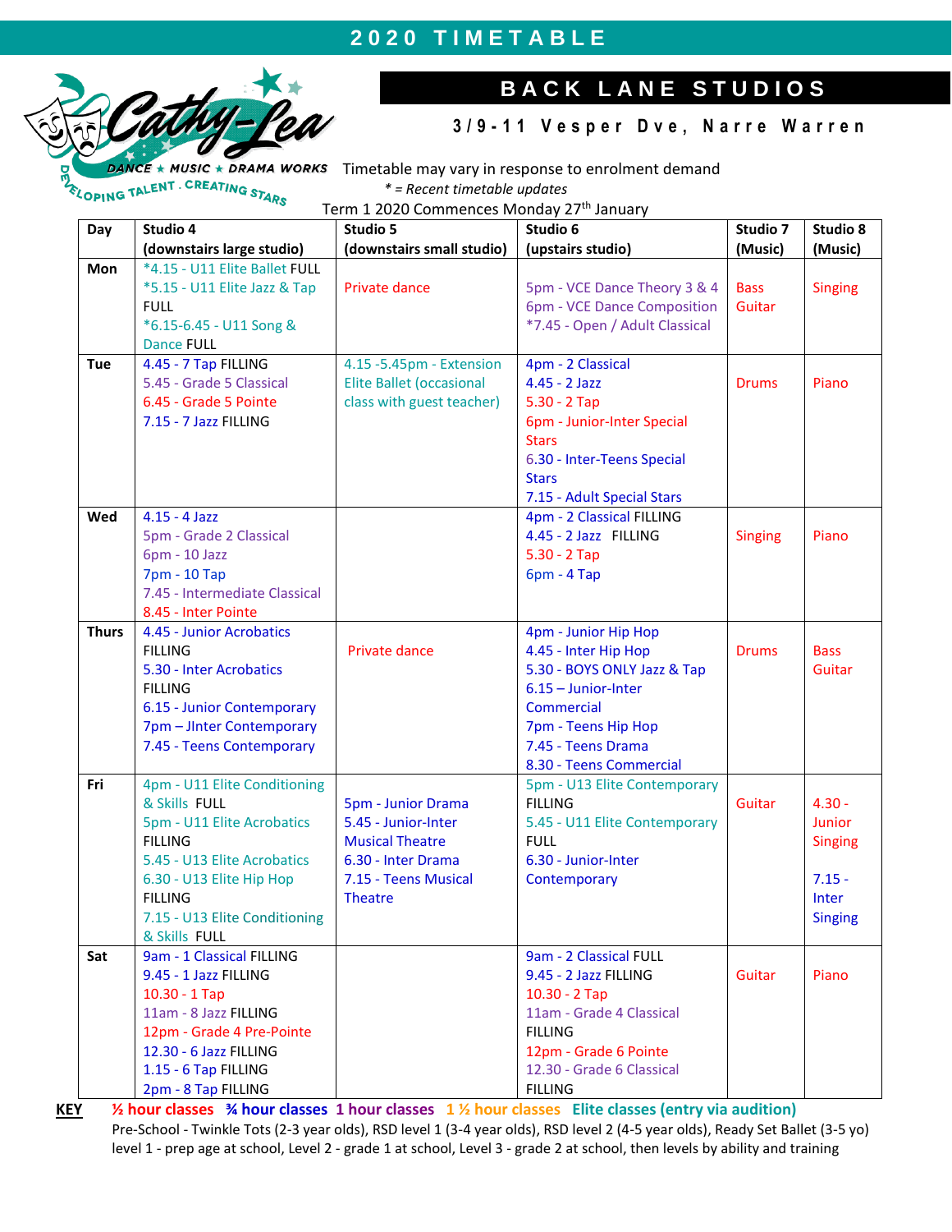# 2020 TIMETABLE

## BACK LANE STUDIOS

**3/9-11 Vesper Dve, Narre Warren**

Cathy-Lea DANCE ★ MUSIC ★ DRAMA WORKS — DEVELOPING TALENT . CREATING STARS

Timetable may vary in response to enrolment demand

*\* = Recent timetable updates*

Term 1 2020 Commences Monday 27th January

| Day | Studio 4 (downstairs large studio) | Studio 5 (downstairs small studio) | Studio 6 (upstairs studio) | Studio 7 (Music) | Studio 8 (Music) |
|---|---|---|---|---|---|
| **Mon** | *4.15 - U11 Elite Ballet FULL<br>*5.15 - U11 Elite Jazz & Tap FULL<br>*6.15-6.45 - U11 Song & Dance FULL | Private dance | 5pm - VCE Dance Theory 3 & 4<br>6pm - VCE Dance Composition<br>*7.45 - Open / Adult Classical | Bass Guitar | Singing |
| **Tue** | 4.45 - 7 Tap FILLING<br>5.45 - Grade 5 Classical<br>6.45 - Grade 5 Pointe<br>7.15 - 7 Jazz FILLING | 4.15 -5.45pm - Extension Elite Ballet (occasional class with guest teacher) | 4pm - 2 Classical<br>4.45 - 2 Jazz<br>5.30 - 2 Tap<br>6pm - Junior-Inter Special Stars<br>6.30 - Inter-Teens Special Stars<br>7.15 - Adult Special Stars | Drums | Piano |
| **Wed** | 4.15 - 4 Jazz<br>5pm - Grade 2 Classical<br>6pm - 10 Jazz<br>7pm - 10 Tap<br>7.45 - Intermediate Classical<br>8.45 - Inter Pointe | | 4pm - 2 Classical FILLING<br>4.45 - 2 Jazz FILLING<br>5.30 - 2 Tap<br>6pm - 4 Tap | Singing | Piano |
| **Thurs** | 4.45 - Junior Acrobatics FILLING<br>5.30 - Inter Acrobatics FILLING<br>6.15 - Junior Contemporary<br>7pm – JInter Contemporary<br>7.45 - Teens Contemporary | Private dance | 4pm - Junior Hip Hop<br>4.45 - Inter Hip Hop<br>5.30 - BOYS ONLY Jazz & Tap<br>6.15 – Junior-Inter Commercial<br>7pm - Teens Hip Hop<br>7.45 - Teens Drama<br>8.30 - Teens Commercial | Drums | Bass Guitar |
| **Fri** | 4pm - U11 Elite Conditioning & Skills FULL<br>5pm - U11 Elite Acrobatics FILLING<br>5.45 - U13 Elite Acrobatics<br>6.30 - U13 Elite Hip Hop FILLING<br>7.15 - U13 Elite Conditioning & Skills FULL | 5pm - Junior Drama<br>5.45 - Junior-Inter Musical Theatre<br>6.30 - Inter Drama<br>7.15 - Teens Musical Theatre | 5pm - U13 Elite Contemporary FILLING<br>5.45 - U11 Elite Contemporary FULL<br>6.30 - Junior-Inter Contemporary | Guitar | 4.30 - Junior Singing<br><br>7.15 - Inter Singing |
| **Sat** | 9am - 1 Classical FILLING<br>9.45 - 1 Jazz FILLING<br>10.30 - 1 Tap<br>11am - 8 Jazz FILLING<br>12pm - Grade 4 Pre-Pointe<br>12.30 - 6 Jazz FILLING<br>1.15 - 6 Tap FILLING<br>2pm - 8 Tap FILLING | | 9am - 2 Classical FULL<br>9.45 - 2 Jazz FILLING<br>10.30 - 2 Tap<br>11am - Grade 4 Classical FILLING<br>12pm - Grade 6 Pointe<br>12.30 - Grade 6 Classical FILLING | Guitar | Piano |

**KEY** **½ hour classes** **¾ hour classes** **1 hour classes** **1 ½ hour classes** **Elite classes (entry via audition)**

Pre-School - Twinkle Tots (2-3 year olds), RSD level 1 (3-4 year olds), RSD level 2 (4-5 year olds), Ready Set Ballet (3-5 yo) level 1 - prep age at school, Level 2 - grade 1 at school, Level 3 - grade 2 at school, then levels by ability and training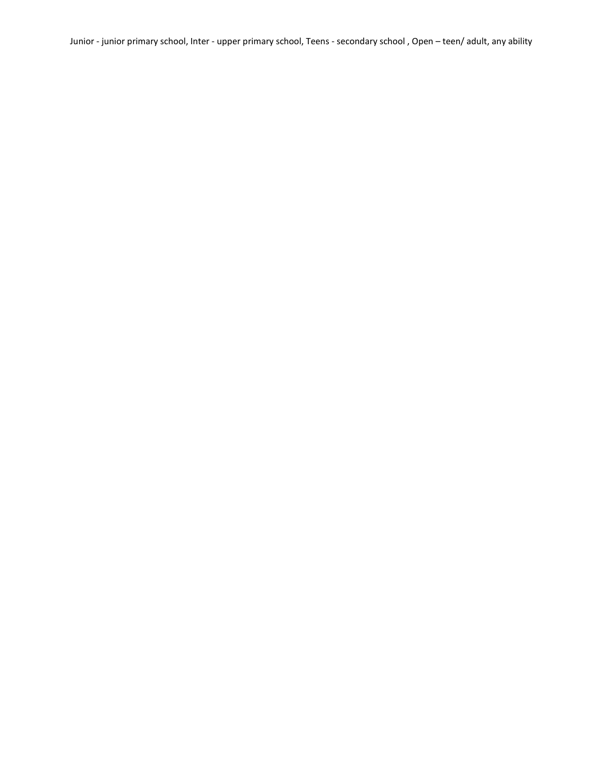Junior - junior primary school, Inter - upper primary school, Teens - secondary school , Open – teen/ adult, any ability